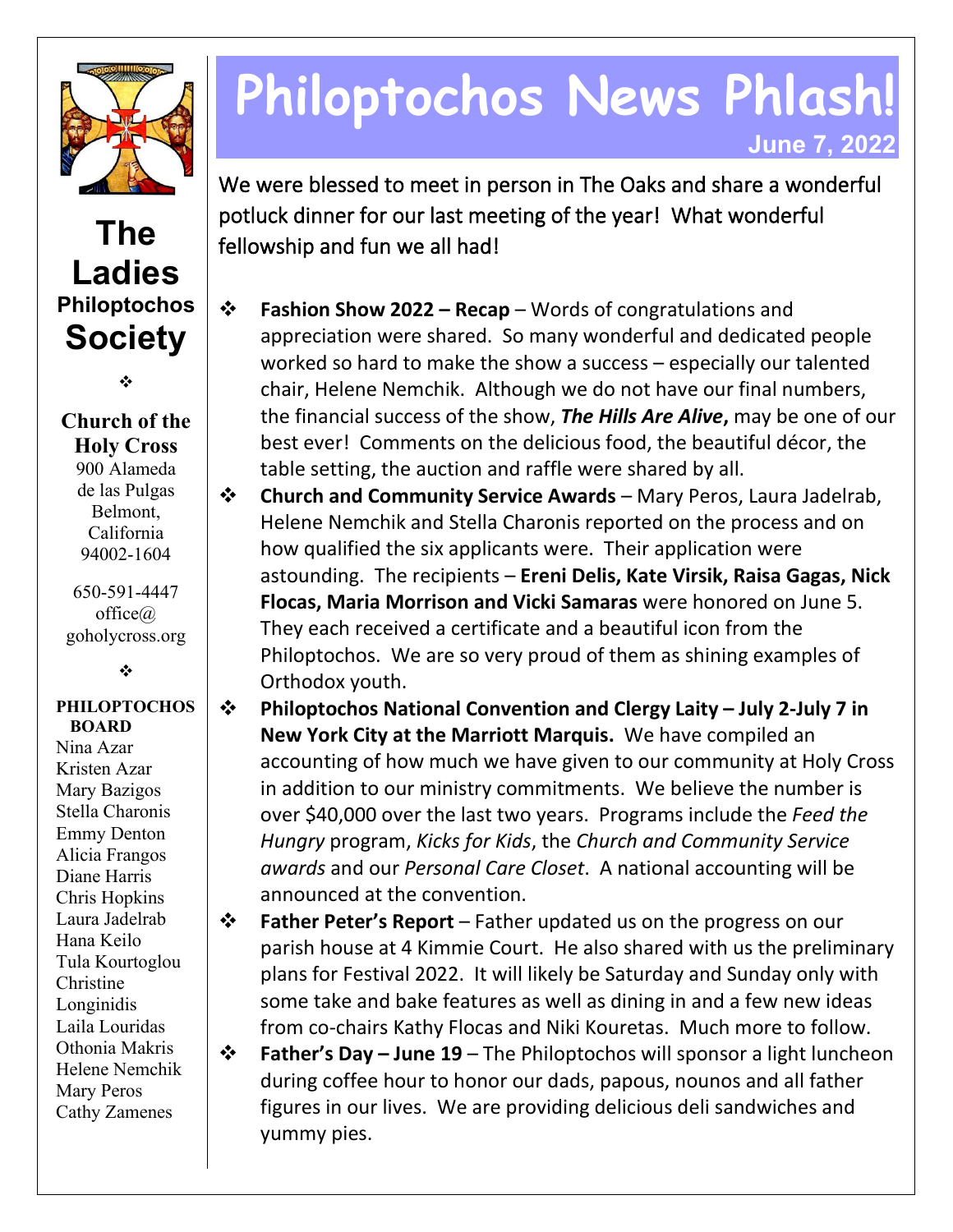# Philoptochos News Phlash!

**June 7, 2022**

# The Ladies Philoptochos Society

❖

**Church of the Holy Cross**
900 Alameda de las Pulgas
Belmont, California
94002-1604

650-591-4447
office@goholycross.org

❖

**PHILOPTOCHOS BOARD**
Nina Azar
Kristen Azar
Mary Bazigos
Stella Charonis
Emmy Denton
Alicia Frangos
Diane Harris
Chris Hopkins
Laura Jadelrab
Hana Keilo
Tula Kourtoglou
Christine Longinidis
Laila Louridas
Othonia Makris
Helene Nemchik
Mary Peros
Cathy Zamenes

We were blessed to meet in person in The Oaks and share a wonderful potluck dinner for our last meeting of the year! What wonderful fellowship and fun we all had!

- **Fashion Show 2022 – Recap** – Words of congratulations and appreciation were shared. So many wonderful and dedicated people worked so hard to make the show a success – especially our talented chair, Helene Nemchik. Although we do not have our final numbers, the financial success of the show, ***The Hills Are Alive*,** may be one of our best ever! Comments on the delicious food, the beautiful décor, the table setting, the auction and raffle were shared by all.
- **Church and Community Service Awards** – Mary Peros, Laura Jadelrab, Helene Nemchik and Stella Charonis reported on the process and on how qualified the six applicants were. Their application were astounding. The recipients – **Ereni Delis, Kate Virsik, Raisa Gagas, Nick Flocas, Maria Morrison and Vicki Samaras** were honored on June 5. They each received a certificate and a beautiful icon from the Philoptochos. We are so very proud of them as shining examples of Orthodox youth.
- **Philoptochos National Convention and Clergy Laity – July 2-July 7 in New York City at the Marriott Marquis.** We have compiled an accounting of how much we have given to our community at Holy Cross in addition to our ministry commitments. We believe the number is over $40,000 over the last two years. Programs include the *Feed the Hungry* program, *Kicks for Kids*, the *Church and Community Service awards* and our *Personal Care Closet*. A national accounting will be announced at the convention.
- **Father Peter's Report** – Father updated us on the progress on our parish house at 4 Kimmie Court. He also shared with us the preliminary plans for Festival 2022. It will likely be Saturday and Sunday only with some take and bake features as well as dining in and a few new ideas from co-chairs Kathy Flocas and Niki Kouretas. Much more to follow.
- **Father's Day – June 19** – The Philoptochos will sponsor a light luncheon during coffee hour to honor our dads, papous, nounos and all father figures in our lives. We are providing delicious deli sandwiches and yummy pies.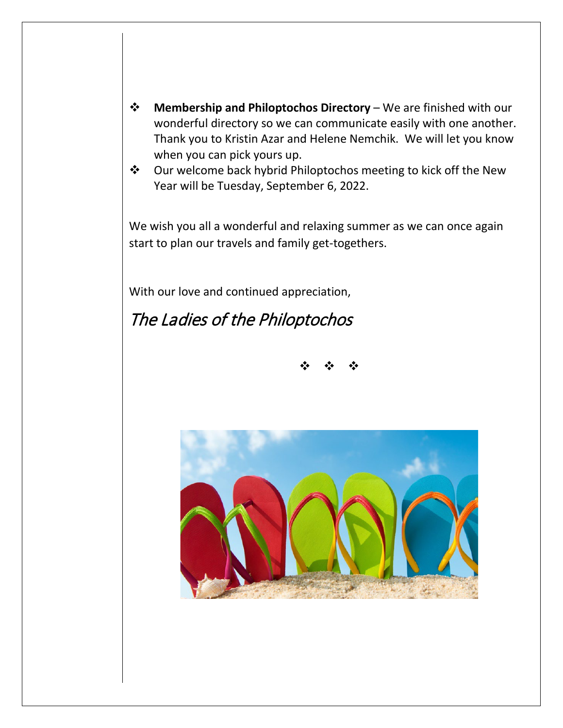- **Membership and Philoptochos Directory** – We are finished with our wonderful directory so we can communicate easily with one another. Thank you to Kristin Azar and Helene Nemchik. We will let you know when you can pick yours up.
- Our welcome back hybrid Philoptochos meeting to kick off the New Year will be Tuesday, September 6, 2022.

We wish you all a wonderful and relaxing summer as we can once again start to plan our travels and family get-togethers.

With our love and continued appreciation,

*The Ladies of the Philoptochos*

❖ ❖ ❖